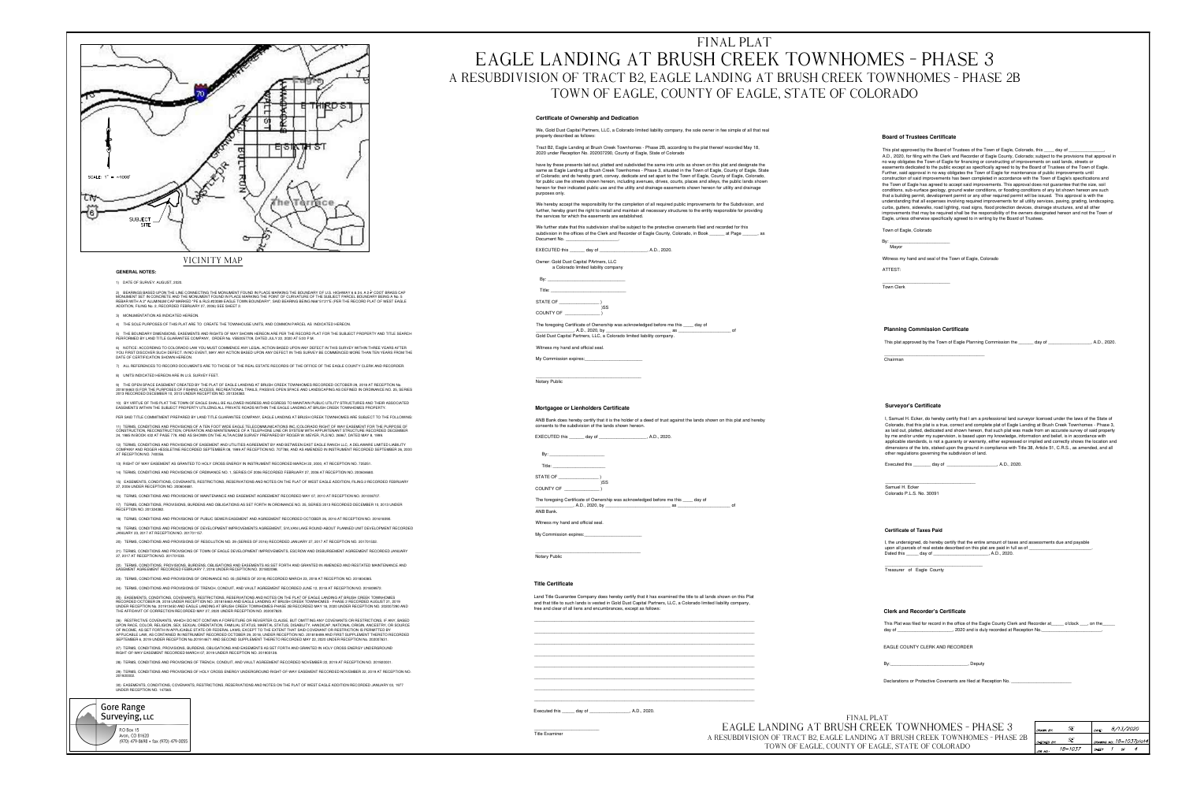# FINAL PLAT
# EAGLE LANDING AT BRUSH CREEK TOWNHOMES - PHASE 3
## A RESUBDIVISION OF TRACT B2, EAGLE LANDING AT BRUSH CREEK TOWNHOMES - PHASE 2B
## TOWN OF EAGLE, COUNTY OF EAGLE, STATE OF COLORADO

SCALE 1" = ~1000'

SUBJECT SITE

VICINITY MAP

### GENERAL NOTES:

1) DATE OF SURVEY: AUGUST, 2020.

2) BEARINGS BASED UPON THE LINE CONNECTING THE MONUMENT FOUND IN PLACE MARKING THE BOUNDARY OF U.S. HIGHWAY 6 & 24, A 3" CDOT BRASS CAP MONUMENT SET IN CONCRETE AND THE MONUMENT FOUND IN PLACE MARKING THE POINT OF CURVATURE OF THE SUBJECT PARCEL BOUNDARY BEING A No. 5 REBAR WITH A 2" ALUMINUM CAP MARKED "PE & RLS #23088 EAGLE TOWN BOUNDARY", SAID BEARING BEING N86°31'21"E (PER THE RECORD PLAT OF WEST EAGLE ADDITION, FILING No. 2, RECORDED FEBRUARY 27, 2006) SEE SHEET 2.

3) MONUMENTATION AS INDICATED HEREON.

4) THE SOLE PURPOSES OF THIS PLAT ARE TO: CREATE THE TOWNHOUSE UNITS, AND COMMON PARCEL AS INDICATED HEREON.

5) THE BOUNDARY DIMENSIONS, EASEMENTS AND RIGHTS OF WAY SHOWN HEREON ARE PER THE RECORD PLAT FOR THE SUBJECT PROPERTY AND TITLE SEARCH PERFORMED BY LAND TITLE GUARANTEE COMPANY, ORDER No. V50055770, DATED JULY 22, 2020 AT 5:00 P.M.

6) NOTICE: ACCORDING TO COLORADO LAW YOU MUST COMMENCE ANY LEGAL ACTION BASED UPON ANY DEFECT IN THIS SURVEY WITHIN THREE YEARS AFTER YOU FIRST DISCOVER SUCH DEFECT. IN NO EVENT, MAY ANY ACTION BASED UPON ANY DEFECT IN THIS SURVEY BE COMMENCED MORE THAN TEN YEARS FROM THE DATE OF CERTIFICATION SHOWN HEREON.

7) ALL REFERENCES TO RECORD DOCUMENTS ARE TO THOSE OF THE REAL ESTATE RECORDS OF THE OFFICE OF THE EAGLE COUNTY CLERK AND RECORDER.

8) UNITS INDICATED HEREON ARE IN U.S. SURVEY FEET.

9) THE OPEN SPACE EASEMENT CREATED BY THE PLAT OF EAGLE LANDING AT BRUSH CREEK TOWNHOMES RECORDED OCTOBER 29, 2018 AT RECEPTION №. 201818463 IS FOR THE PURPOSES OF FISHING ACCESS, RECREATIONAL TRAILS, PASSIVE OPEN SPACE AND LANDSCAPING AS DEFINED IN ORDINANCE NO. 35, SERIES 2013 RECORDED DECEMBER 10, 2013 UNDER RECEPTION NO. 201324362.

10) BY VIRTUE OF THIS PLAT THE TOWN OF EAGLE SHALL BE ALLOWED INGRESS AND EGRESS TO MAINTAIN PUBLIC UTILITY STRUCTURES AND THEIR ASSOCIATED EASEMENTS WITHIN THE SUBJECT PROPERTY UTILIZING ALL PRIVATE ROADS WITHIN THE EAGLE LANDING AT BRUSH CREEK TOWNHOMES PROPERTY.

PER SAID TITLE COMMITMENT PREPARED BY LAND TITLE GUARANTEE COMPANY, EAGLE LANDING AT BRUSH CREEK TOWNHOMES ARE SUBJECT TO THE FOLLOWING:

11) TERMS, CONDITIONS AND PROVISIONS OF A TEN FOOT WIDE EAGLE TELECOMMUNICATIONS INC. COLORADO RIGHT OF WAY EASEMENT FOR THE PURPOSE OF CONSTRUCTION, RECONSTRUCTION, OPERATION AND MAINTENANCE OF A TELEPHONE LINE OR SYSTEM WITH APPURTENANT STRUCTURE RECORDED DECEMBER 24, 1985 IN BOOK 432 AT PAGE 778, AND AS SHOWN ON THE ALTA/ACSM SURVEY PREPARED BY ROGER W. WEYER, PLS NO. 36667, DATED MAY 6, 1999.

12) TERMS, CONDITIONS AND PROVISIONS OF EASEMENT AND UTILITIES AGREEMENT BY AND BETWEEN EAST EAGLE RANCH LLC, A DELAWARE LIMITED LIABILITY COMPANY AND ROGER HESSLETINE RECORDED SEPTEMBER 08, 1999 AT RECEPTION NO. 707780, AND AS AMENDED IN INSTRUMENT RECORDED SEPTEMBER 29, 2000 AT RECEPTION NO. 740056.

13) RIGHT OF WAY EASEMENT AS GRANTED TO HOLY CROSS ENERGY IN INSTRUMENT RECORDED MARCH 22, 2000, AT RECEPTION NO. 725251.

14) TERMS, CONDITIONS AND PROVISIONS OF ORDINANCE NO. 1, SERIES OF 2006 RECORDED FEBRUARY 27, 2006 AT RECEPTION NO. 200604660.

15) EASEMENTS, CONDITIONS, COVENANTS, RESTRICTIONS, RESERVATIONS AND NOTES ON THE PLAT OF WEST EAGLE ADDITION, FILING 2 RECORDED FEBRUARY 27, 2006 UNDER RECEPTION NO. 200604661.

16) TERMS, CONDITIONS AND PROVISIONS OF MAINTENANCE AND EASEMENT AGREEMENT RECORDED MAY 07, 2010 AT RECEPTION NO. 201008707.

17) TERMS, CONDITIONS, PROVISIONS, BURDENS AND OBLIGATIONS AS SET FORTH IN ORDINANCE NO. 35, SERIES 2013 RECORDED DECEMBER 10, 2013 UNDER RECEPTION NO. 201324362.

18) TERMS, CONDITIONS AND PROVISIONS OF PUBLIC SEWER EASEMENT AND AGREEMENT RECORDED OCTOBER 26, 2016 AT RECEPTION NO. 201618456.

19) TERMS, CONDITIONS AND PROVISIONS OF DEVELOPMENT IMPROVEMENTS AGREEMENT, SYLVAN LAKE ROUND ABOUT PLANNED UNIT DEVELOPMENT RECORDED JANUARY 23, 2017 AT RECEPTION NO. 201701157.

20) TERMS, CONDITIONS AND PROVISIONS OF RESOLUTION NO. 29 (SERIES OF 2016) RECORDED JANUARY 27, 2017 AT RECEPTION NO. 201701522.

21) TERMS, CONDITIONS AND PROVISIONS OF TOWN OF EAGLE DEVELOPMENT IMPROVEMENTS, ESCROW AND DISBURSEMENT AGREEMENT RECORDED JANUARY 27, 2017 AT RECEPTION NO. 201701523.

22) TERMS, CONDITIONS, PROVISIONS, BURDENS, OBLIGATIONS AND EASEMENTS AS SET FORTH AND GRANTED IN AMENDED AND RESTATED MAINTENANCE AND EASEMENT AGREEMENT RECORDED FEBRUARY 7, 2018 UNDER RECEPTION NO. 201802086.

23) TERMS, CONDITIONS AND PROVISIONS OF ORDINANCE NO. 35 (SERIES OF 2018) RECORDED MARCH 23, 2018 AT RECEPTION NO. 201804985.

24) TERMS, CONDITIONS AND PROVISIONS OF TRENCH, CONDUIT, AND VAULT AGREEMENT RECORDED JUNE 12, 2018 AT RECEPTION NO. 201809872.

25) EASEMENTS, CONDITIONS, COVENANTS, RESTRICTIONS, RESERVATIONS AND NOTES ON THE PLAT OF EAGLE LANDING AT BRUSH CREEK TOWNHOMES RECORDED OCTOBER 29, 2018 UNDER RECEPTION NO. 201818463 AND EAGLE LANDING AT BRUSH CREEK TOWNHOMES - PHASE 2 RECORDED AUGUST 21, 2019 UNDER RECEPTION NO. 201913430 AND EAGLE LANDING AT BRUSH CREEK TOWNHOMES PHASE 2B RECORDED MAY 18, 2020 UNDER RECEPTION NO. 202007290 AND THE AFFIDAVIT OF CORRECTION RECORDED MAY 27, 2020 UNDER RECEPTION NO. 202007823.

26) RESTRICTIVE COVENANTS, WHICH DO NOT CONTAIN A FORFEITURE OR REVERTER CLAUSE, BUT OMITTING ANY COVENANTS OR RESTRICTIONS, IF ANY, BASED UPON RACE, COLOR, RELIGION, SEX, SEXUAL ORIENTATION, FAMILIAL STATUS, MARITAL STATUS, DISABILITY, HANDICAP, NATIONAL ORIGIN, ANCESTRY, OR SOURCE OF INCOME, AS SET FORTH IN APPLICABLE STATE OR FEDERAL LAWS, EXCEPT TO THE EXTENT THAT SAID COVENANT OR RESTRICTION IS PERMITTED BY APPLICABLE LAW, AS CONTAINED IN INSTRUMENT RECORDED OCTOBER 29, 2018, UNDER RECEPTION NO. 201818466 AND FIRST SUPPLEMENT THERETO RECORDED SEPTEMBER 6, 2019 UNDER RECEPTION No.201914671 AND SECOND SUPPLEMENT THERETO RECORDED MAY 20, 2020 UNDER RECEPTION NO. 202007601.

27) TERMS, CONDITIONS, PROVISIONS, BURDENS, OBLIGATIONS AND EASEMENTS AS SET FORTH AND GRANTED IN HOLY CROSS ENERGY UNDERGROUND RIGHT OF WAY EASEMENT RECORDED MARCH 07, 2019 UNDER RECEPTION NO. 201903128.

28) TERMS, CONDITIONS AND PROVISIONS OF TRENCH, CONDUIT, AND VAULT AGREEMENT RECORDED NOVEMBER 22, 2019 AT RECEPTION NO. 201920001.

29) TERMS, CONDITIONS AND PROVISIONS OF HOLY CROSS ENERGY UNDERGROUND RIGHT OF WAY EASEMENT RECORDED NOVEMBER 22, 2019 AT RECEPTION NO. 201920002.

30) EASEMENTS, CONDITIONS, COVENANTS, RESTRICTIONS, RESERVATIONS AND NOTES ON THE PLAT OF WEST EAGLE ADDITION RECORDED JANUARY 03, 1977 UNDER RECEPTION NO. 147565.

Gore Range Surveying, LLC
P.O Box 15
Avon, CO 81620
(970) 479-8698 • fax (970) 479-0055

### Certificate of Ownership and Dedication

We, Gold Dust Capital Partners, LLC, a Colorado limited liability company, the sole owner in fee simple of all that real property described as follows:

Tract B2, Eagle Landing at Brush Creek Townhomes - Phase 2B, according to the plat thereof recorded May 18, 2020 under Reception No. 202007290, County of Eagle, State of Colorado

have by these presents laid out, platted and subdivided the same into units as shown on this plat and designate the same as Eagle Landing at Brush Creek Townhomes - Phase 3, situated in the Town of Eagle, County of Eagle, State of Colorado; and do hereby grant, convey, dedicate and set apart to the Town of Eagle, County of Eagle, Colorado, for public use the streets shown hereon, including avenues, drives, courts, places and alleys, the public lands shown hereon for their indicated public use and the utility and drainage easements shown hereon for utility and drainage purposes only.

We hereby accept the responsibility for the completion of all required public improvements for the Subdivision, and further, hereby grant the right to install and maintain all necessary structures to the entity responsible for providing the services for which the easements are established.

We further state that this subdivision shall be subject to the protective covenants filed and recorded for this subdivision in the offices of the Clerk and Recorder of Eagle County, Colorado, in Book _______ at Page _______, as Document No. ____________________.

EXECUTED this _______ day of ____________________, A.D., 2020.

Owner: Gold Dust Capital PArtners, LLC
a Colorado limited liability company

By: ______________________________

Title: ______________________________

STATE OF _______________ )
)SS
COUNTY OF _____________ )

The foregoing Certificate of Ownership was acknowledged before me this _____ day of _______________, A.D., 2020, by ____________________ as ____________________ of Gold Dust Capital Partners, LLC, a Colorado limited liability company.

Witness my hand and official seal.

My Commission expires:____________________

______________________________
Notary Public

### Mortgagee or Lienholders Certificate

ANB Bank does hereby certify that it is the holder of a deed of trust against the lands shown on this plat and hereby consents to the subdivision of the lands shown hereon.

EXECUTED this _______ day of ____________________, A.D., 2020.

By: ______________________

Title: ______________________

STATE OF _______________ )
)SS
COUNTY OF _____________ )

The foregoing Certificate of Ownership was acknowledged before me this _____ day of _______________, A.D., 2020, by ____________________ as ____________________ of ANB Bank.

Witness my hand and official seal.

My Commission expires:____________________

______________________________
Notary Public

### Title Certificate

Land Title Guarantee Company does hereby certify that it has examined the title to all lands shown on this Plat and that title to such lands is vested in Gold Dust Capital Partners, LLC, a Colorado limited liability company, free and clear of all liens and encumbrances, except as follows:

______________________________________________________________

______________________________________________________________

______________________________________________________________

______________________________________________________________

______________________________________________________________

______________________________________________________________

______________________________________________________________

______________________________________________________________

Executed this _____ day of _______________, A.D., 2020.

______________________
Title Examiner

### Board of Trustees Certificate

This plat approved by the Board of Trustees of the Town of Eagle, Colorado, this _____ day of _______________, A.D., 2020, for filing with the Clerk and Recorder of Eagle County, Colorado; subject to the provisions that approval in no way obligates the Town of Eagle for financing or constructing of improvements on said lands, streets or easements dedicated to the public except as specifically agreed to by the Board of Trustees of the Town of Eagle. Further, said approval in no way obligates the Town of Eagle for maintenance of public improvements until construction of said improvements has been completed in accordance with the Town of Eagle's specifications and the Town of Eagle has agreed to accept said improvements. This approval does not guarantee that the size, soil conditions, sub-surface geology, ground water conditions, or flooding conditions of any lot shown hereon are such that a building permit, development permit or any other required permit will be issued. This approval is with the understanding that all expenses involving required improvements for all utility services, paving, grading, landscaping, curbs, gutters, sidewalks, road lighting, road signs, flood protection devices, drainage structures, and all other improvements that may be required shall be the responsibility of the owners designated hereon and not the Town of Eagle, unless otherwise specifically agreed to in writing by the Board of Trustees.

Town of Eagle, Colorado

By: ______________________
Mayor

Witness my hand and seal of the Town of Eagle, Colorado

ATTEST:

______________________
Town Clerk

### Planning Commission Certificate

This plat approved by the Town of Eagle Planning Commission the _______ day of ____________________, A.D., 2020.

______________________
Chairman

### Surveyor's Certificate

I, Samuel H. Ecker, do hereby certify that I am a professional land surveyor licensed under the laws of the State of Colorado, that this plat is a true, correct and complete plat of Eagle Landing at Brush Creek Townhomes - Phase 3, as laid out, platted, dedicated and shown hereon, that such plat was made from an accurate survey of said property by me and/or under my supervision, is based upon my knowledge, information and belief, is in accordance with applicable standards, is not a guaranty or warranty, either expressed or implied and correctly shows the location and dimensions of the lots, staked upon the ground in compliance with Title 38, Article 51, C.R.S., as amended, and all other regulations governing the subdivision of land.

Executed this _______ day of ____________________, A.D., 2020.

______________________________
Samuel H. Ecker
Colorado P.L.S. No. 30091

### Certificate of Taxes Paid

I, the undersigned, do hereby certify that the entire amount of taxes and assessments due and payable upon all parcels of real estate described on this plat are paid in full as of ____________________.
Dated this _____ day of ____________________, A.D., 2020.

______________________
Treasurer of Eagle County

### Clerk and Recorder's Certificate

This Plat was filed for record in the office of the Eagle County Clerk and Recorder at_____ o'clock ___, on the_____ day of ____________________, 2020 and is duly recorded at Reception No.____________________.

EAGLE COUNTY CLERK AND RECORDER

By:______________________________, Deputy

Declarations or Protective Covenants are filed at Reception No. ____________________

FINAL PLAT
EAGLE LANDING AT BRUSH CREEK TOWNHOMES - PHASE 3
A RESUBDIVISION OF TRACT B2, EAGLE LANDING AT BRUSH CREEK TOWNHOMES - PHASE 2B
TOWN OF EAGLE, COUNTY OF EAGLE, STATE OF COLORADO

| | | | |
|---|---|---|---|
| DRAWN BY: | SE | DATE: | 8/13/2020 |
| CHECKED BY: | SE | DRAWING NO. | 18-1037plat4 |
| JOB NO.: | 18-1037 | SHEET | 1 OF 4 |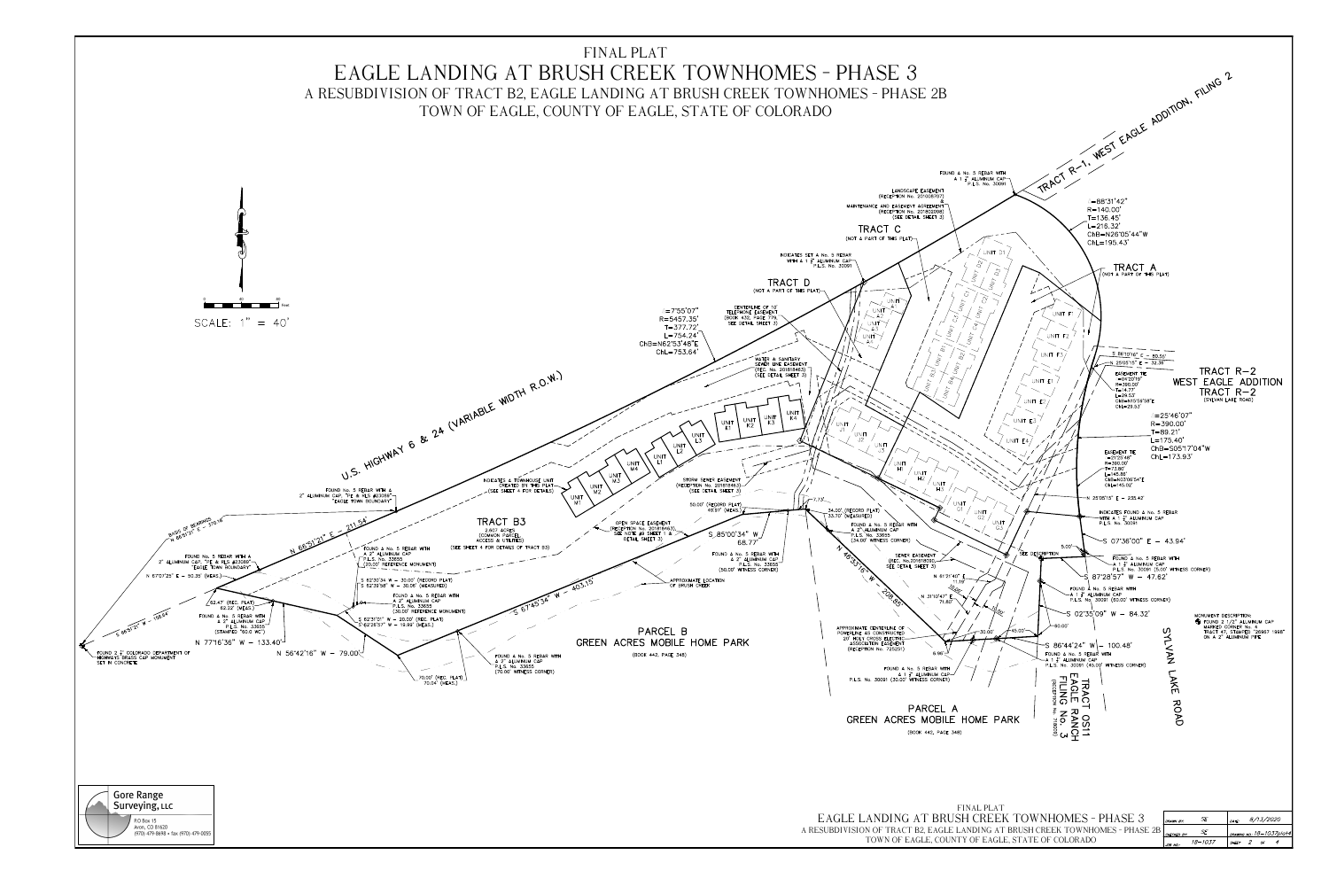# FINAL PLAT

# EAGLE LANDING AT BRUSH CREEK TOWNHOMES - PHASE 3

## A RESUBDIVISION OF TRACT B2, EAGLE LANDING AT BRUSH CREEK TOWNHOMES - PHASE 2B

## TOWN OF EAGLE, COUNTY OF EAGLE, STATE OF COLORADO

SCALE: 1" = 40'

TRACT R-1, WEST EAGLE ADDITION, FILING 2

FOUND & No. 5 REBAR WITH A 1 1/2" ALUMINUM CAP P.L.S. No. 30091

LANDSCAPE EASEMENT (RECEPTION No. 201008707)

MAINTENANCE AND EASEMENT AGREEMENT (RECEPTION No. 201802098) (SEE DETAIL SHEET 3)

TRACT C (NOT A PART OF THIS PLAT)

Δ=88°31'42"
R=140.00'
T=136.45'
L=216.32'
ChB=N26°05'44"W
ChL=195.43'

TRACT A (NOT A PART OF THIS PLAT)

INDICATES SET & No. 5 REBAR WITH A 1 1/2" ALUMINUM CAP P.L.S. No. 30091

TRACT D (NOT A PART OF THIS PLAT)

CENTERLINE OF 10' TELEPHONE EASEMENT (BOOK 432, PAGE 779, SEE DETAIL SHEET 3)

Δ=7°55'07"
R=5457.35'
T=377.72'
L=754.24'
ChB=N62°53'48"E
ChL=753.64'

WATER & SANITARY SEWER LINE EASEMENT (REC. No. 201818463) (SEE DETAIL SHEET 3)

S 86°10'16" E - 60.56'
N 25°05'15" E - 32.38'

EASEMENT TIE Δ=01°20'10" R=360.00' T=14.77' L=29.53' ChB=N15°54'38"E ChL=29.53'

TRACT R-2 WEST EAGLE ADDITION TRACT R-2 (SYLVAN LAKE ROAD)

Δ=25°46'07"
R=390.00'
T=89.21'
L=175.40'
ChB=S05°17'04"W
ChL=173.93'

EASEMENT TIE Δ=21°25'48" R=390.00' T=73.80' L=145.86' ChB=N03°06'54"E ChL=145.02'

N 25°05'15" E - 235.42'

INDICATES FOUND & No. 5 REBAR WITH A 1 1/2" ALUMINUM CAP P.L.S. No. 30091

UNIT A1, UNIT A2, UNIT A3, UNIT B1, UNIT B2, UNIT B3, UNIT B4, UNIT C1, UNIT C2, UNIT C3, UNIT C4, UNIT D1, UNIT D2, UNIT D3, UNIT E1, UNIT E2, UNIT E3, UNIT E4, UNIT F1, UNIT F2, UNIT F3, UNIT G1, UNIT G2, UNIT G3, UNIT H1, UNIT H2, UNIT H3, UNIT H4, UNIT J1, UNIT J2, UNIT J3, UNIT K1, UNIT K2, UNIT K3, UNIT K4, UNIT L1, UNIT L2, UNIT L3, UNIT M1, UNIT M2, UNIT M3, UNIT M4

U.S. HIGHWAY 6 & 24 (VARIABLE WIDTH R.O.W.)

INDICATES A TOWNHOUSE UNIT CREATED BY THIS PLAT (SEE SHEET 4 FOR DETAILS)

STORM SEWER EASEMENT (RECEPTION No. 201818463) (SEE DETAIL SHEET 3)

50.00' (RECORD PLAT) 49.97' (MEAS.)

S 85°00'34" W - 68.77'

34.00' (RECORD PLAT) 33.70' (MEASURED)

FOUND & No. 5 REBAR WITH A 2" ALUMINUM CAP P.L.S. No. 33655 (34.00' WITNESS CORNER)

SEWER EASEMENT (REC. No. 201818030, SEE DETAIL SHEET 3)

5.00'

SEE DESCRIPTION

S 07°36'00" E - 43.94'

FOUND & No. 5 REBAR WITH A 1 1/2" ALUMINUM CAP P.L.S. No. 30091 (5.00' WITNESS CORNER)

S 87°28'57" W - 47.62'

FOUND & No. 5 REBAR WITH A 1 1/2" ALUMINUM CAP P.L.S. No. 30091 (50.00' WITNESS CORNER)

S 02°35'09" W - 84.32'

S 86°44'24" W - 100.48'

FOUND & No. 5 REBAR WITH A 1 1/2" ALUMINUM CAP P.L.S. No. 30091 (45.00' WITNESS CORNER)

MONUMENT DESCRIPTION: FOUND 2 1/2" ALUMINUM CAP MARKED CORNER No. 4 TRACT 47, STAMPED "26967 1998" ON A 2" ALUMINUM PIPE

SYLVAN LAKE ROAD

N 81°21'49" E - 11.19'

N 31°10'47" E - 71.60'

N 46°33'16" W - 208.85'

APPROXIMATE CENTERLINE OF POWERLINE AS CONSTRUCTED OF HOLY CROSS ELECTRIC ASSOCIATION EASEMENT (RECEPTION No. 725201)

6.98'

30.00'

45.00'

50.00'

FOUND & No. 5 REBAR WITH A 1 1/2" ALUMINUM CAP P.L.S. No. 30091 (30.00' WITNESS CORNER)

TRACT OS11 EAGLE RANCH FILING No. 3 (RECEPTION No. 718203)

PARCEL A
GREEN ACRES MOBILE HOME PARK
(BOOK 442, PAGE 348)

TRACT B3
2.907 ACRES
(COMMON PARCEL, ACCESS & UTILITIES)
(SEE SHEET 4 FOR DETAILS OF TRACT B3)

OPEN SPACE EASEMENT (RECEPTION No. 201818463), SEE NOTE #9 SHEET 1 & DETAIL SHEET 3)

FOUND & No. 5 REBAR WITH A 2" ALUMINUM CAP P.L.S. No. 33655 (50.00' WITNESS CORNER)

APPROXIMATE LOCATION OF BRUSH CREEK

FOUND No. 5 REBAR WITH A 2" ALUMINUM CAP, "FE & PLS #23089" "EAGLE TOWN BOUNDARY"

BASIS OF BEARINGS N 66°51'37" E - 370.18'

N 66°51'21" E - 211.54'

FOUND No. 5 REBAR WITH A 2" ALUMINUM CAP "FE & PLS #23089" "EAGLE TOWN BOUNDARY"

N 67°07'25" E - 50.35' (MEAS.)

FOUND & No. 5 REBAR WITH A 2" ALUMINUM CAP P.L.S. No. 33655 (30.00' REFERENCE MONUMENT)

S 62°30'34" W - 30.00' (RECORD PLAT)
S 62°39'58" W - 30.06' (MEASURED)

FOUND & No. 5 REBAR WITH A 2" ALUMINUM CAP P.L.S. No. 33655 (30.00' REFERENCE MONUMENT)

S 62°31'01" W - 20.00' (REC. PLAT)
S 62°26'37" W - 19.99' (MEAS.)

62.47' (REC. PLAT)
62.22' (MEAS.)

FOUND & No. 5 REBAR WITH A 2" ALUMINUM CAP P.L.S. No. 33655 (STAMPED "50.0 WC")

S 66°51'21" W - 108.64'

N 77°16'36" W - 133.40'

N 56°42'16" W - 79.00'

S 67°45'34" W - 403.15'

FOUND 2 1/2" COLORADO DEPARTMENT OF HIGHWAYS BRASS CAP MONUMENT SET IN CONCRETE

70.00' (REC. PLAT)
70.04' (MEAS.)

FOUND & No. 5 REBAR WITH A 2" ALUMINUM CAP P.L.S. No. 33655 (70.00' WITNESS CORNER)

PARCEL B
GREEN ACRES MOBILE HOME PARK
(BOOK 442, PAGE 348)

Gore Range Surveying, LLC
P.O Box 15
Avon, CO 81620
(970) 479-8698 • fax (970) 479-0055

FINAL PLAT
EAGLE LANDING AT BRUSH CREEK TOWNHOMES - PHASE 3
A RESUBDIVISION OF TRACT B2, EAGLE LANDING AT BRUSH CREEK TOWNHOMES - PHASE 2B
TOWN OF EAGLE, COUNTY OF EAGLE, STATE OF COLORADO

| DRAWN BY: SE | DATE: 8/13/2020 |
|---|---|
| CHECKED BY: SE | DRAWING NO. 18-1037plat4 |
| JOB NO.: 18-1037 | SHEET 2 OF 4 |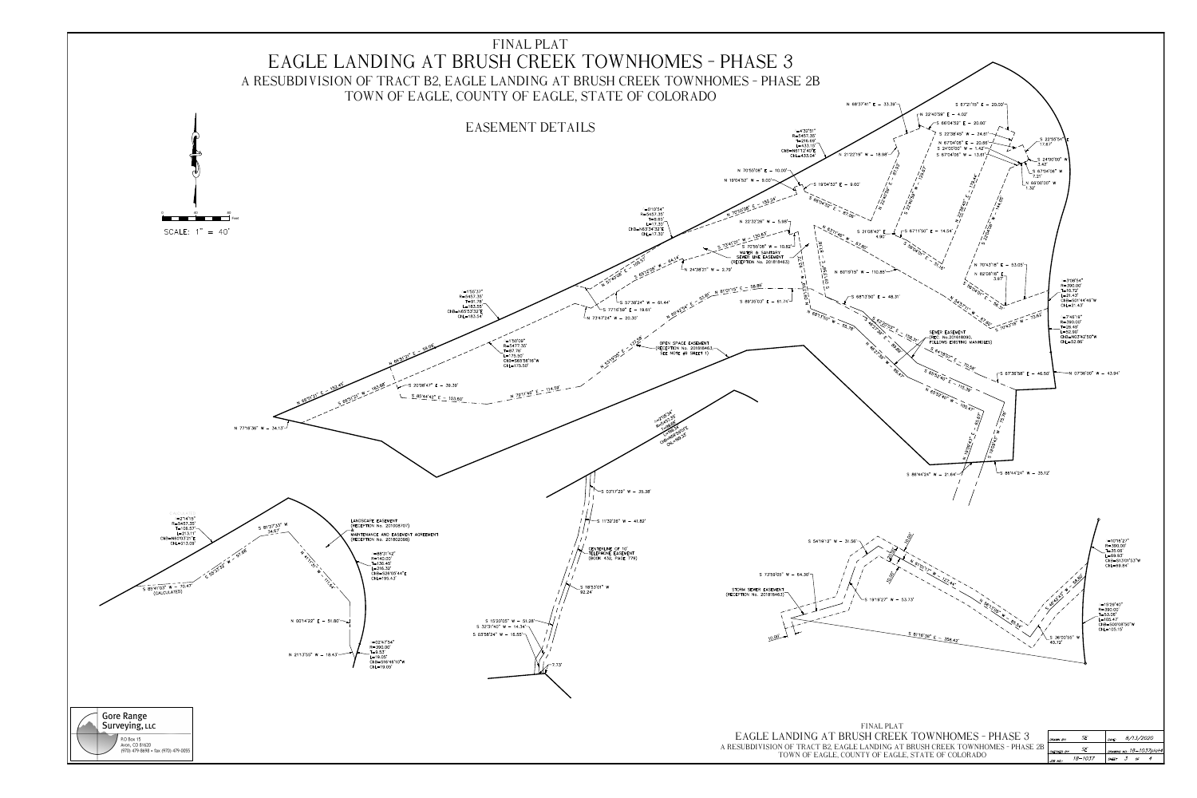# FINAL PLAT

# EAGLE LANDING AT BRUSH CREEK TOWNHOMES - PHASE 3

## A RESUBDIVISION OF TRACT B2, EAGLE LANDING AT BRUSH CREEK TOWNHOMES - PHASE 2B

## TOWN OF EAGLE, COUNTY OF EAGLE, STATE OF COLORADO

## EASEMENT DETAILS

SCALE: 1" = 40'

N 68°37'41" E - 33.39'
S 67°21'15" E - 20.00'
N 22°40'09" E - 4.02'
S 66°04'53" E - 20.00'
S 22°38'45" W - 24.61'
N 67°04'06" E - 20.66'
S 24°00'00" W - 1.42'
S 67°04'06" W - 13.81'
S 22°55'54" E 17.67'
S 24°00'00" W 3.42'
S 67°04'06" W 7.21'
N 66°00'00" W 1.32'
N 21°22'19" W - 18.98'

Δ=4°33'51" R=5457.35' T=216.69' L=433.15' CHB=N61°12'40"E CHL=433.04'

N 70°50'08" E - 10.00'
N 19°04'53" W - 9.00'
S 19°04'53" E - 9.00'
N 70°55'08" E - 152.24'
S 66°19'58" E - 87.06'

Δ=0°10'54" R=5457.35' T=8.65' L=17.30' CHB=N63°24'32"E CHL=17.30'

N 22°32'28" W - 5.88'
S 73°41'01" W - 130.63'
S 70°55'08" W - 10.82'
WATER & SANITARY SEWER LINE EASEMENT (RECEPTION No. 201818463)
N 24°38'21" W - 2.79'
S 65°13'08" W - 64.14'
N 57°40'09" E - 105.57'
S 57°36'24" W - 61.44'
S 77°16'59" E - 19.61'
N 73°47'24" W - 20.30'
N 85°47'54" E - 53.81'
N 81°31'10" E - 58.98'
S 89°35'03" E - 61.74'

S 21°08'42" E 4.90'
S 67°11'50" E - 14.54'
N 67°11'46" E - 67.80'
N 60°19'15" W - 110.85'
S 68°13'50" E - 48.31'
N 68°13'50" W - 55.76'
N 70°43'18" E - 53.05'
N 82°08'16" E 3.67'
S 19°43'16" W - 73.65'

Δ=3°08'54" R=390.00' T=10.72' L=21.43' CHB=S01°44'46"W CHL=21.43'

Δ=7°46'16" R=390.00' T=26.48' L=52.90' CHB=N03°42'50"W CHL=52.86'

SEWER EASEMENT (REC. No. 201618090, FOLLOWS EXISTING MANHOLES)
S 64°18'02" E - 70.56'
S 65°52'40" E - 115.76'
N 65°52'40" W - 100.47'
S 67°36'58" E - 46.50'
N 07°36'00" W - 43.94'
S 86°44'24" W - 21.64'
S 86°44'24" W - 35.12'

Δ=1°50'37" R=5457.35' T=91.78' L=183.55' CHB=N65°53'32"E CHL=183.54'

Δ=1°50'09" R=5477.35' T=87.76' L=175.50' CHB=S63°56'16"W CHL=175.50'

OPEN SPACE EASEMENT (RECEPTION No. 201818463 - SEE NOTE #8 SHEET 1)

N 66°51'21" E - 156.06'
N 65°51'21" E - 152.45'
S 65°51'21" W - 163.88'
S 20°08'41" E - 39.39'
S 85°44'43" E - 103.60'
N 72°11'49" E - 114.59'
N 77°18'36" W - 34.13'

Δ=2°15'34" R=5457.35' T=108.54' L=217.08' CHB=N69°30'01"E CHL=199.35'

S 03°17'29" W - 35.38'
S 11°32'26" W - 41.82'
CENTERLINE OF 10' TELEPHONE EASEMENT (BOOK 432, PAGE 779)
S 18°53'01" W 92.24'
S 15°20'05" W - 51.28'
S 32°31'40" W - 14.34'
S 03°58'24" W - 15.55'
7.73'

Δ=2°14'15" R=5457.35' T=106.57' L=213.11' CHB=N65°03'21"E CHL=213.09'

S 81°37'53" W 34.67'
LANDSCAPE EASEMENT (RECEPTION No. 201006707) & MAINTENANCE AND EASEMENT AGREEMENT (RECEPTION No. 201802098)
S 58°53'52" E - 97.66'
N 41°11'03" W - 113.44'
S 85°41'03" W - 70.47' (CALCULATED)

Δ=88°31'42" R=140.00' T=136.45' L=216.32' CHB=S26°05'44"E CHL=195.43'

N 00°14'22" E - 51.80'

Δ=02°47'54" R=390.00' T=9.53' L=19.07' CHB=S16°46'10"W CHL=19.09'

N 21°13'50" W - 18.43'

S 54°19'13" W - 31.56'
10.00'
S 73°59'05" W - 64.30'
STORM SEWER EASEMENT (RECEPTION No. 201818463)
S 19°19'27" W - 53.73'
N 81°10'17" E - 127.44'
N 86°13'00" W - 85.24'
N 66°4?'43" W - 58.80'
10.00'
10.00'
S 81°16'38" E - 356.43'
S 36°00'55" W 40.72'

Δ=10°16'21" R=390.00' T=35.05' L=69.93' CHB=S13°01'53"W CHL=69.84'

Δ=15°29'40" R=390.00' T=53.06' L=105.47' CHB=S00°08'50"W CHL=105.15'

Gore Range Surveying, LLC
P.O. Box 15
Avon, CO 81620
(970) 479-8698 • fax (970) 479-0055

FINAL PLAT
EAGLE LANDING AT BRUSH CREEK TOWNHOMES - PHASE 3
A RESUBDIVISION OF TRACT B2, EAGLE LANDING AT BRUSH CREEK TOWNHOMES - PHASE 2B
TOWN OF EAGLE, COUNTY OF EAGLE, STATE OF COLORADO

| | | | |
|---|---|---|---|
| DRAWN BY: | SE | DATE: | 6/13/2020 |
| CHECKED BY: | SE | DRAWING NO. | 18-1037plat4 |
| JOB NO.: | 18-1037 | SHEET | 3 OF 4 |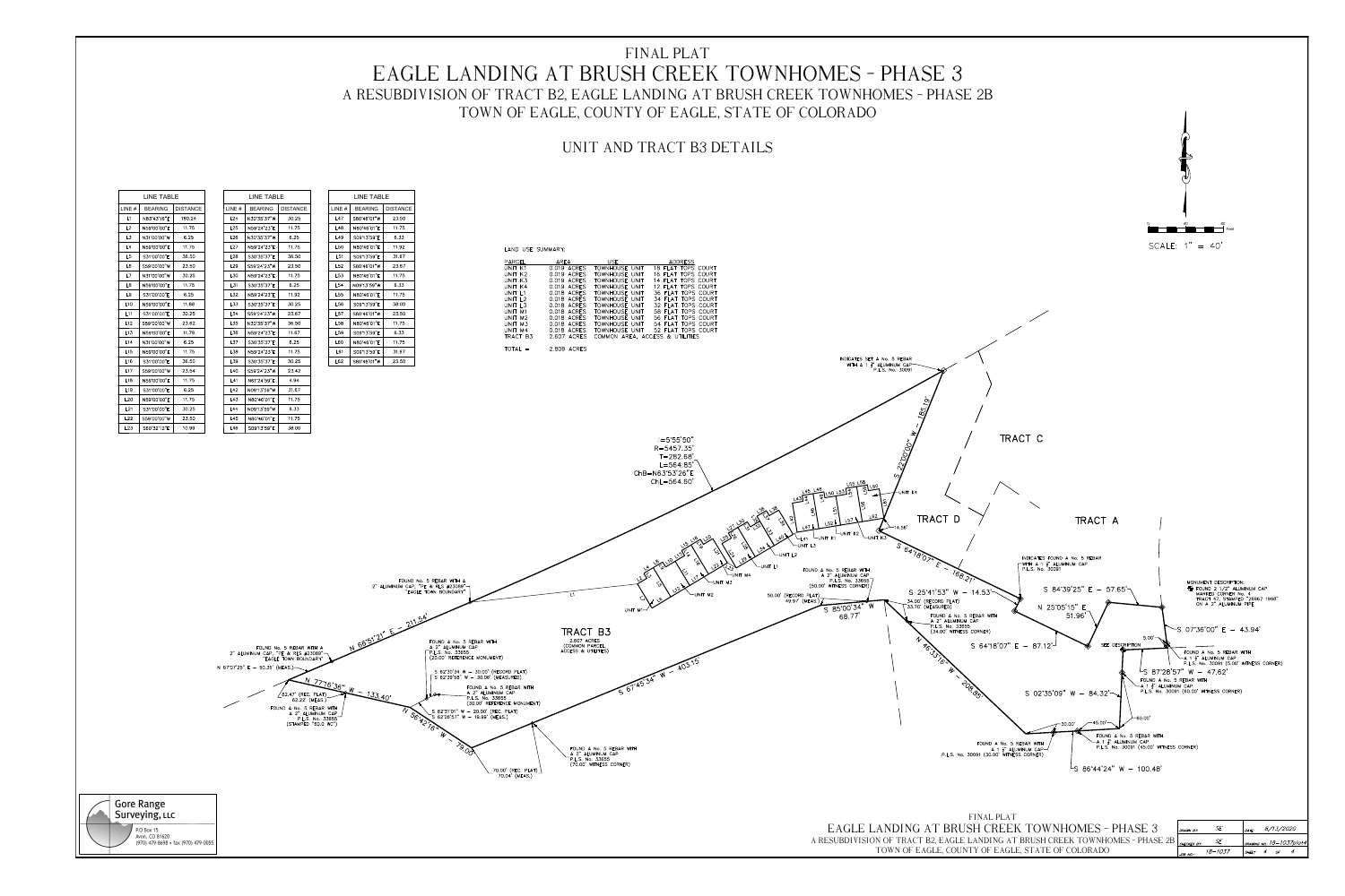FINAL PLAT

# EAGLE LANDING AT BRUSH CREEK TOWNHOMES - PHASE 3

A RESUBDIVISION OF TRACT B2, EAGLE LANDING AT BRUSH CREEK TOWNHOMES - PHASE 2B

TOWN OF EAGLE, COUNTY OF EAGLE, STATE OF COLORADO

## UNIT AND TRACT B3 DETAILS

**LINE TABLE**

| LINE # | BEARING | DISTANCE |
|---|---|---|
| L1 | N63°43'16"E | 150.24 |
| L2 | N59°00'00"E | 11.75 |
| L3 | N31°00'00"W | 6.25 |
| L4 | N59°00'00"E | 11.75 |
| L5 | S31°00'00"E | 36.50 |
| L6 | S59°00'00"W | 23.50 |
| L7 | N31°00'00"W | 30.25 |
| L8 | N59°00'00"E | 11.75 |
| L9 | S31°00'00"E | 6.25 |
| L10 | N59°00'00"E | 11.68 |
| L11 | S31°00'00"E | 30.25 |
| L12 | S59°00'00"W | 23.62 |
| L13 | N59°00'00"E | 11.79 |
| L14 | N31°00'00"W | 6.25 |
| L15 | N59°00'00"E | 11.75 |
| L16 | S31°00'00"E | 36.50 |
| L17 | S59°00'00"W | 23.54 |
| L18 | N59°00'00"E | 11.75 |
| L19 | S31°00'00"E | 6.25 |
| L20 | N59°00'00"E | 11.75 |
| L21 | S31°00'00"E | 30.25 |
| L22 | S59°00'00"W | 23.50 |
| L23 | S60°32'12"E | 10.99 |

**LINE TABLE**

| LINE # | BEARING | DISTANCE |
|---|---|---|
| L24 | N30°35'37"W | 30.25 |
| L25 | N59°24'23"E | 11.75 |
| L26 | N30°35'37"W | 6.25 |
| L27 | N59°24'23"E | 11.75 |
| L28 | S30°35'37"E | 36.50 |
| L29 | S59°24'23"W | 23.50 |
| L30 | N59°24'23"E | 11.75 |
| L31 | S30°35'37"E | 6.25 |
| L32 | N59°24'23"E | 11.92 |
| L33 | S30°35'37"E | 30.25 |
| L34 | S59°24'23"W | 23.67 |
| L35 | N30°35'37"W | 36.50 |
| L36 | N59°24'23"E | 11.67 |
| L37 | S30°35'37"E | 6.25 |
| L38 | N59°24'23"E | 11.75 |
| L39 | S30°35'37"E | 30.25 |
| L40 | S59°24'23"W | 23.42 |
| L41 | N61°24'39"E | 4.94 |
| L42 | N09°13'59"W | 31.67 |
| L43 | N80°46'01"E | 11.75 |
| L44 | N09°13'59"W | 6.33 |
| L45 | N80°46'01"E | 11.75 |
| L46 | S09°13'59"E | 38.00 |

**LINE TABLE**

| LINE # | BEARING | DISTANCE |
|---|---|---|
| L47 | S80°46'01"W | 23.50 |
| L48 | N80°46'01"E | 11.75 |
| L49 | S09°13'59"E | 6.33 |
| L50 | N80°46'01"E | 11.92 |
| L51 | S09°13'59"E | 31.67 |
| L52 | S80°46'01"W | 23.67 |
| L53 | N80°46'01"E | 11.75 |
| L54 | N09°13'59"W | 6.33 |
| L55 | N80°46'01"E | 11.75 |
| L56 | S09°13'59"E | 38.00 |
| L57 | S80°46'01"W | 23.50 |
| L58 | N80°46'01"E | 11.75 |
| L59 | S09°13'59"E | 6.33 |
| L60 | N80°46'01"E | 11.75 |
| L61 | S09°13'59"E | 31.67 |
| L62 | S80°46'01"W | 23.50 |

**LAND USE SUMMARY:**

| PARCEL | AREA | USE | ADDRESS |
|---|---|---|---|
| UNIT K1 | 0.019 ACRES | TOWNHOUSE UNIT | 18 FLAT TOPS COURT |
| UNIT K2 | 0.019 ACRES | TOWNHOUSE UNIT | 16 FLAT TOPS COURT |
| UNIT K3 | 0.019 ACRES | TOWNHOUSE UNIT | 14 FLAT TOPS COURT |
| UNIT K4 | 0.019 ACRES | TOWNHOUSE UNIT | 12 FLAT TOPS COURT |
| UNIT L1 | 0.018 ACRES | TOWNHOUSE UNIT | 36 FLAT TOPS COURT |
| UNIT L2 | 0.018 ACRES | TOWNHOUSE UNIT | 34 FLAT TOPS COURT |
| UNIT L3 | 0.018 ACRES | TOWNHOUSE UNIT | 32 FLAT TOPS COURT |
| UNIT M1 | 0.018 ACRES | TOWNHOUSE UNIT | 58 FLAT TOPS COURT |
| UNIT M2 | 0.018 ACRES | TOWNHOUSE UNIT | 56 FLAT TOPS COURT |
| UNIT M3 | 0.018 ACRES | TOWNHOUSE UNIT | 54 FLAT TOPS COURT |
| UNIT M4 | 0.018 ACRES | TOWNHOUSE UNIT | 52 FLAT TOPS COURT |
| TRACT B3 | 2.607 ACRES | COMMON AREA, ACCESS & UTILITIES | |
| TOTAL = | 2.809 ACRES | | |

SCALE: 1" = 40'

0 40 80 Feet

Δ=5°55'50"
R=5457.35'
T=282.68'
L=564.85'
ChB=N63°53'26"E
ChL=564.60'

INDICATES SET A No. 5 REBAR WITH A 1 ½" ALUMINUM CAP P.L.S. No. 30091

S 22°03'00" W – 185.19'

TRACT C

TRACT D

TRACT A

UNIT K4

UNIT K1 UNIT K2 UNIT K3

14.58'

S 64°18'07" E – 168.21'

UNIT L1 UNIT L2 UNIT L3

UNIT M1 UNIT M2 UNIT M3 UNIT M4

L1

FOUND No. 5 REBAR WITH A 2" ALUMINUM CAP, "PE & RLS #23089" "EAGLE TOWN BOUNDARY"

FOUND A No. 5 REBAR WITH A 2" ALUMINUM CAP P.L.S. No. 33655 (50.00' WITNESS CORNER)

50.00' (RECORD PLAT) 49.97' (MEAS.)

S 85°00'34" W 68.77'

34.00' (RECORD PLAT) 33.70' (MEASURED)

FOUND A No. 5 REBAR WITH A 2" ALUMINUM CAP P.L.S. No. 33655 (34.00' WITNESS CORNER)

S 25°41'53" W – 14.53'

INDICATES FOUND A No. 5 REBAR WITH A 1 ½" ALUMINUM CAP P.L.S. No. 30091

S 84°39'25" E – 57.65'

N 25°05'15" E 51.96'

S 64°18'07" E – 87.12'

SEE DESCRIPTION

5.00'

S 07°36'00" E – 43.94'

MONUMENT DESCRIPTION: FOUND 2 1/2" ALUMINUM CAP MARKED CORNER No. 4 TRACT 47, STAMPED "28667 1988" ON A 2" ALUMINUM PIPE

FOUND A No. 5 REBAR WITH A 1 ½" ALUMINUM CAP P.L.S. No. 30091 (5.00' WITNESS CORNER)

S 87°28'57" W – 47.62'

FOUND A No. 5 REBAR WITH A 1 ½" ALUMINUM CAP P.L.S. No. 30091 (60.00' WITNESS CORNER)

S 02°35'09" W – 84.32'

60.00'

45.00'

30.00'

FOUND A No. 5 REBAR WITH A 1 ½" ALUMINUM CAP P.L.S. No. 30091 (45.00' WITNESS CORNER)

FOUND A No. 5 REBAR WITH A 1 ½" ALUMINUM CAP P.L.S. No. 30091 (30.00' WITNESS CORNER)

S 86°44'24" W – 100.48'

N 46°33'16" W – 208.85'

N 66°51'21" E – 211.54'

FOUND No. 5 REBAR WITH A 2" ALUMINUM CAP, "PE & RLS #23089" "EAGLE TOWN BOUNDARY"

N 67°07'25" E – 50.35' (MEAS.)

N 77°16'36" W – 133.40'

82.47' (REC. PLAT) 82.22' (MEAS.)

FOUND A No. 5 REBAR WITH A 2" ALUMINUM CAP P.L.S. No. 33655 (STAMPED "50.0 WC")

N 56°42'16" W – 79.00'

FOUND A No. 5 REBAR WITH A 2" ALUMINUM CAP P.L.S. No. 33655 (20.00' REFERENCE MONUMENT)

S 62°30'34 W – 30.00' (RECORD PLAT)
S 62°29'58" W – 30.06' (MEASURED)

FOUND A No. 5 REBAR WITH A 2" ALUMINUM CAP P.L.S. No. 33655 (30.00' REFERENCE MONUMENT)

S 62°31'01" W – 20.00' (REC. PLAT)
S 62°26'57" W – 19.99' (MEAS.)

TRACT B3
2.607 ACRES
(COMMON PARCEL, ACCESS & UTILITIES)

S 67°40'34" W – 403.15'

FOUND A No. 5 REBAR WITH A 2" ALUMINUM CAP P.L.S. No. 33655 (70.00' WITNESS CORNER)

70.00' (REC. PLAT)
70.04' (MEAS.)

Gore Range Surveying, LLC
P.O Box 15
Avon, CO 81620
(970) 479-8698 • fax (970) 479-0055

FINAL PLAT
EAGLE LANDING AT BRUSH CREEK TOWNHOMES - PHASE 3
A RESUBDIVISION OF TRACT B2, EAGLE LANDING AT BRUSH CREEK TOWNHOMES - PHASE 2B
TOWN OF EAGLE, COUNTY OF EAGLE, STATE OF COLORADO

| | | | |
|---|---|---|---|
| DRAWN BY: | SE | DATE: | 8/13/2020 |
| CHECKED BY: | SE | DRAWING NO: | 18-1037plat4 |
| JOB NO.: | 18-1037 | SHEET: | 4 OF 4 |